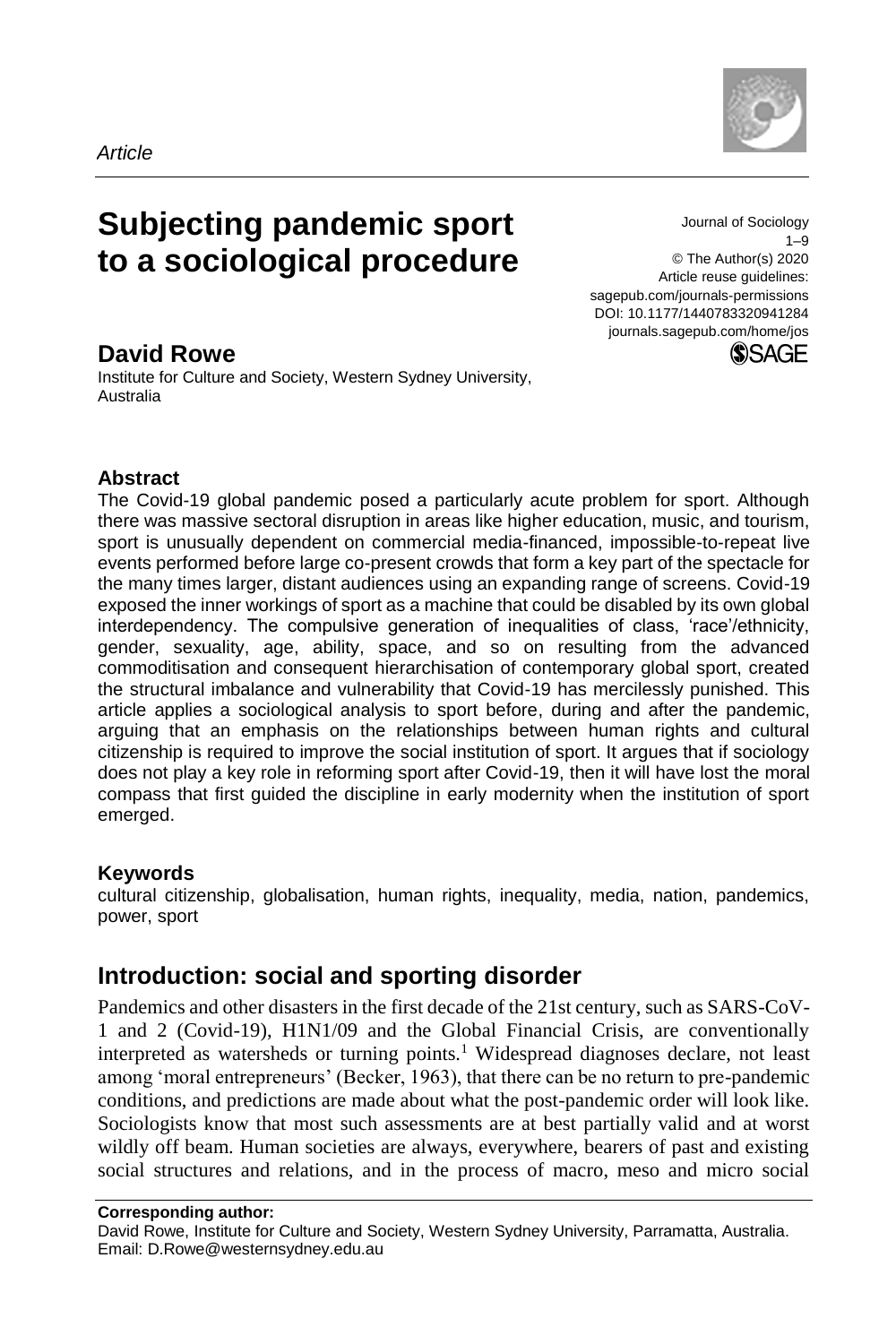*Article*

# Subjecting pandemic sport to a sociological procedure

Journal of Sociology
© The Author(s) 2020
Article reuse guidelines: sagepub.com/journals-permissions
DOI: 10.1177/1440783320941284
journals.sagepub.com/home/jos

**David Rowe**
Institute for Culture and Society, Western Sydney University, Australia

### Abstract

The Covid-19 global pandemic posed a particularly acute problem for sport. Although there was massive sectoral disruption in areas like higher education, music, and tourism, sport is unusually dependent on commercial media-financed, impossible-to-repeat live events performed before large co-present crowds that form a key part of the spectacle for the many times larger, distant audiences using an expanding range of screens. Covid-19 exposed the inner workings of sport as a machine that could be disabled by its own global interdependency. The compulsive generation of inequalities of class, 'race'/ethnicity, gender, sexuality, age, ability, space, and so on resulting from the advanced commoditisation and consequent hierarchisation of contemporary global sport, created the structural imbalance and vulnerability that Covid-19 has mercilessly punished. This article applies a sociological analysis to sport before, during and after the pandemic, arguing that an emphasis on the relationships between human rights and cultural citizenship is required to improve the social institution of sport. It argues that if sociology does not play a key role in reforming sport after Covid-19, then it will have lost the moral compass that first guided the discipline in early modernity when the institution of sport emerged.

### Keywords

cultural citizenship, globalisation, human rights, inequality, media, nation, pandemics, power, sport

## Introduction: social and sporting disorder

Pandemics and other disasters in the first decade of the 21st century, such as SARS-CoV-1 and 2 (Covid-19), H1N1/09 and the Global Financial Crisis, are conventionally interpreted as watersheds or turning points.[1] Widespread diagnoses declare, not least among 'moral entrepreneurs' (Becker, 1963), that there can be no return to pre-pandemic conditions, and predictions are made about what the post-pandemic order will look like. Sociologists know that most such assessments are at best partially valid and at worst wildly off beam. Human societies are always, everywhere, bearers of past and existing social structures and relations, and in the process of macro, meso and micro social

**Corresponding author:**
David Rowe, Institute for Culture and Society, Western Sydney University, Parramatta, Australia.
Email: D.Rowe@westernsydney.edu.au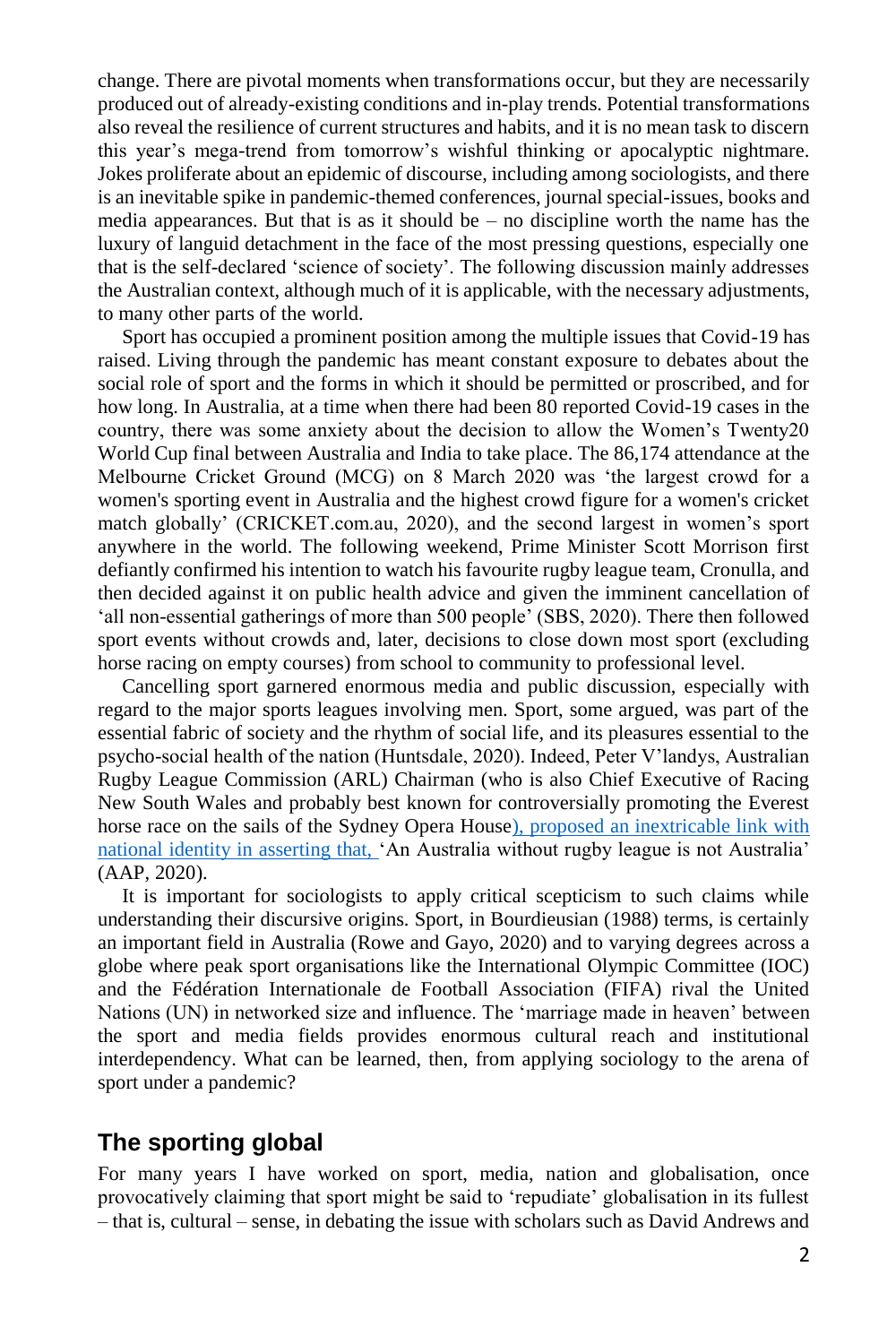change. There are pivotal moments when transformations occur, but they are necessarily produced out of already-existing conditions and in-play trends. Potential transformations also reveal the resilience of current structures and habits, and it is no mean task to discern this year's mega-trend from tomorrow's wishful thinking or apocalyptic nightmare. Jokes proliferate about an epidemic of discourse, including among sociologists, and there is an inevitable spike in pandemic-themed conferences, journal special-issues, books and media appearances. But that is as it should be – no discipline worth the name has the luxury of languid detachment in the face of the most pressing questions, especially one that is the self-declared 'science of society'. The following discussion mainly addresses the Australian context, although much of it is applicable, with the necessary adjustments, to many other parts of the world.

Sport has occupied a prominent position among the multiple issues that Covid-19 has raised. Living through the pandemic has meant constant exposure to debates about the social role of sport and the forms in which it should be permitted or proscribed, and for how long. In Australia, at a time when there had been 80 reported Covid-19 cases in the country, there was some anxiety about the decision to allow the Women's Twenty20 World Cup final between Australia and India to take place. The 86,174 attendance at the Melbourne Cricket Ground (MCG) on 8 March 2020 was 'the largest crowd for a women's sporting event in Australia and the highest crowd figure for a women's cricket match globally' (CRICKET.com.au, 2020), and the second largest in women's sport anywhere in the world. The following weekend, Prime Minister Scott Morrison first defiantly confirmed his intention to watch his favourite rugby league team, Cronulla, and then decided against it on public health advice and given the imminent cancellation of 'all non-essential gatherings of more than 500 people' (SBS, 2020). There then followed sport events without crowds and, later, decisions to close down most sport (excluding horse racing on empty courses) from school to community to professional level.

Cancelling sport garnered enormous media and public discussion, especially with regard to the major sports leagues involving men. Sport, some argued, was part of the essential fabric of society and the rhythm of social life, and its pleasures essential to the psycho-social health of the nation (Huntsdale, 2020). Indeed, Peter V'landys, Australian Rugby League Commission (ARL) Chairman (who is also Chief Executive of Racing New South Wales and probably best known for controversially promoting the Everest horse race on the sails of the Sydney Opera House), proposed an inextricable link with national identity in asserting that, 'An Australia without rugby league is not Australia' (AAP, 2020).

It is important for sociologists to apply critical scepticism to such claims while understanding their discursive origins. Sport, in Bourdieusian (1988) terms, is certainly an important field in Australia (Rowe and Gayo, 2020) and to varying degrees across a globe where peak sport organisations like the International Olympic Committee (IOC) and the Fédération Internationale de Football Association (FIFA) rival the United Nations (UN) in networked size and influence. The 'marriage made in heaven' between the sport and media fields provides enormous cultural reach and institutional interdependency. What can be learned, then, from applying sociology to the arena of sport under a pandemic?

## The sporting global

For many years I have worked on sport, media, nation and globalisation, once provocatively claiming that sport might be said to 'repudiate' globalisation in its fullest – that is, cultural – sense, in debating the issue with scholars such as David Andrews and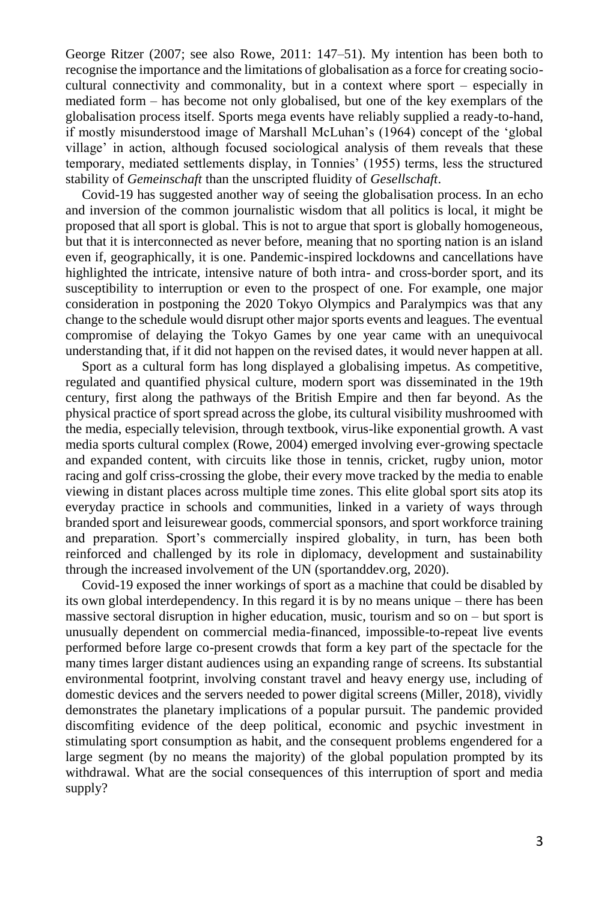George Ritzer (2007; see also Rowe, 2011: 147–51). My intention has been both to recognise the importance and the limitations of globalisation as a force for creating socio-cultural connectivity and commonality, but in a context where sport – especially in mediated form – has become not only globalised, but one of the key exemplars of the globalisation process itself. Sports mega events have reliably supplied a ready-to-hand, if mostly misunderstood image of Marshall McLuhan's (1964) concept of the 'global village' in action, although focused sociological analysis of them reveals that these temporary, mediated settlements display, in Tonnies' (1955) terms, less the structured stability of *Gemeinschaft* than the unscripted fluidity of *Gesellschaft*.

Covid-19 has suggested another way of seeing the globalisation process. In an echo and inversion of the common journalistic wisdom that all politics is local, it might be proposed that all sport is global. This is not to argue that sport is globally homogeneous, but that it is interconnected as never before, meaning that no sporting nation is an island even if, geographically, it is one. Pandemic-inspired lockdowns and cancellations have highlighted the intricate, intensive nature of both intra- and cross-border sport, and its susceptibility to interruption or even to the prospect of one. For example, one major consideration in postponing the 2020 Tokyo Olympics and Paralympics was that any change to the schedule would disrupt other major sports events and leagues. The eventual compromise of delaying the Tokyo Games by one year came with an unequivocal understanding that, if it did not happen on the revised dates, it would never happen at all.

Sport as a cultural form has long displayed a globalising impetus. As competitive, regulated and quantified physical culture, modern sport was disseminated in the 19th century, first along the pathways of the British Empire and then far beyond. As the physical practice of sport spread across the globe, its cultural visibility mushroomed with the media, especially television, through textbook, virus-like exponential growth. A vast media sports cultural complex (Rowe, 2004) emerged involving ever-growing spectacle and expanded content, with circuits like those in tennis, cricket, rugby union, motor racing and golf criss-crossing the globe, their every move tracked by the media to enable viewing in distant places across multiple time zones. This elite global sport sits atop its everyday practice in schools and communities, linked in a variety of ways through branded sport and leisurewear goods, commercial sponsors, and sport workforce training and preparation. Sport's commercially inspired globality, in turn, has been both reinforced and challenged by its role in diplomacy, development and sustainability through the increased involvement of the UN (sportanddev.org, 2020).

Covid-19 exposed the inner workings of sport as a machine that could be disabled by its own global interdependency. In this regard it is by no means unique – there has been massive sectoral disruption in higher education, music, tourism and so on – but sport is unusually dependent on commercial media-financed, impossible-to-repeat live events performed before large co-present crowds that form a key part of the spectacle for the many times larger distant audiences using an expanding range of screens. Its substantial environmental footprint, involving constant travel and heavy energy use, including of domestic devices and the servers needed to power digital screens (Miller, 2018), vividly demonstrates the planetary implications of a popular pursuit. The pandemic provided discomfiting evidence of the deep political, economic and psychic investment in stimulating sport consumption as habit, and the consequent problems engendered for a large segment (by no means the majority) of the global population prompted by its withdrawal. What are the social consequences of this interruption of sport and media supply?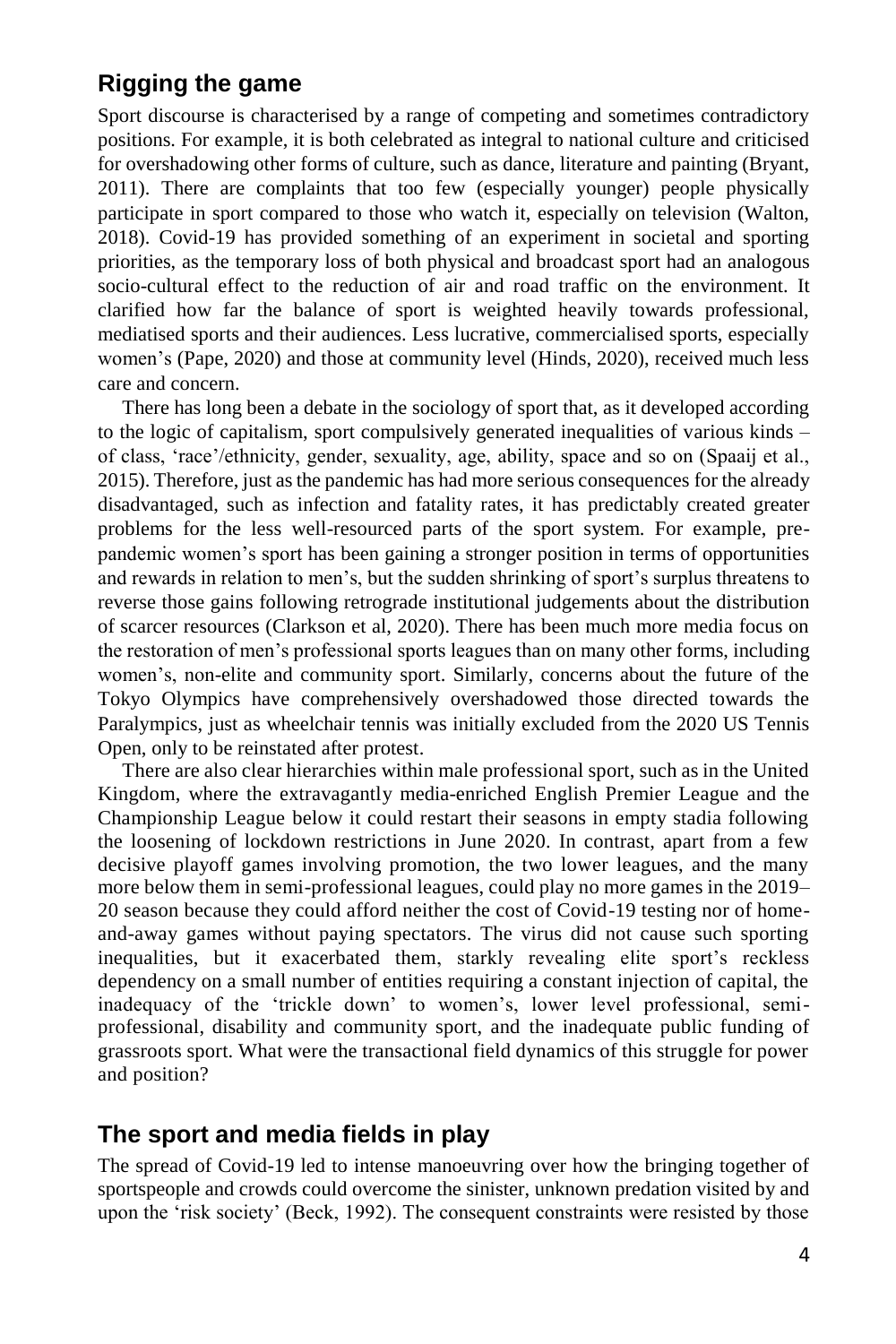## Rigging the game

Sport discourse is characterised by a range of competing and sometimes contradictory positions. For example, it is both celebrated as integral to national culture and criticised for overshadowing other forms of culture, such as dance, literature and painting (Bryant, 2011). There are complaints that too few (especially younger) people physically participate in sport compared to those who watch it, especially on television (Walton, 2018). Covid-19 has provided something of an experiment in societal and sporting priorities, as the temporary loss of both physical and broadcast sport had an analogous socio-cultural effect to the reduction of air and road traffic on the environment. It clarified how far the balance of sport is weighted heavily towards professional, mediatised sports and their audiences. Less lucrative, commercialised sports, especially women's (Pape, 2020) and those at community level (Hinds, 2020), received much less care and concern.

There has long been a debate in the sociology of sport that, as it developed according to the logic of capitalism, sport compulsively generated inequalities of various kinds – of class, 'race'/ethnicity, gender, sexuality, age, ability, space and so on (Spaaij et al., 2015). Therefore, just as the pandemic has had more serious consequences for the already disadvantaged, such as infection and fatality rates, it has predictably created greater problems for the less well-resourced parts of the sport system. For example, pre-pandemic women's sport has been gaining a stronger position in terms of opportunities and rewards in relation to men's, but the sudden shrinking of sport's surplus threatens to reverse those gains following retrograde institutional judgements about the distribution of scarcer resources (Clarkson et al, 2020). There has been much more media focus on the restoration of men's professional sports leagues than on many other forms, including women's, non-elite and community sport. Similarly, concerns about the future of the Tokyo Olympics have comprehensively overshadowed those directed towards the Paralympics, just as wheelchair tennis was initially excluded from the 2020 US Tennis Open, only to be reinstated after protest.

There are also clear hierarchies within male professional sport, such as in the United Kingdom, where the extravagantly media-enriched English Premier League and the Championship League below it could restart their seasons in empty stadia following the loosening of lockdown restrictions in June 2020. In contrast, apart from a few decisive playoff games involving promotion, the two lower leagues, and the many more below them in semi-professional leagues, could play no more games in the 2019–20 season because they could afford neither the cost of Covid-19 testing nor of home-and-away games without paying spectators. The virus did not cause such sporting inequalities, but it exacerbated them, starkly revealing elite sport's reckless dependency on a small number of entities requiring a constant injection of capital, the inadequacy of the 'trickle down' to women's, lower level professional, semi-professional, disability and community sport, and the inadequate public funding of grassroots sport. What were the transactional field dynamics of this struggle for power and position?

## The sport and media fields in play

The spread of Covid-19 led to intense manoeuvring over how the bringing together of sportspeople and crowds could overcome the sinister, unknown predation visited by and upon the 'risk society' (Beck, 1992). The consequent constraints were resisted by those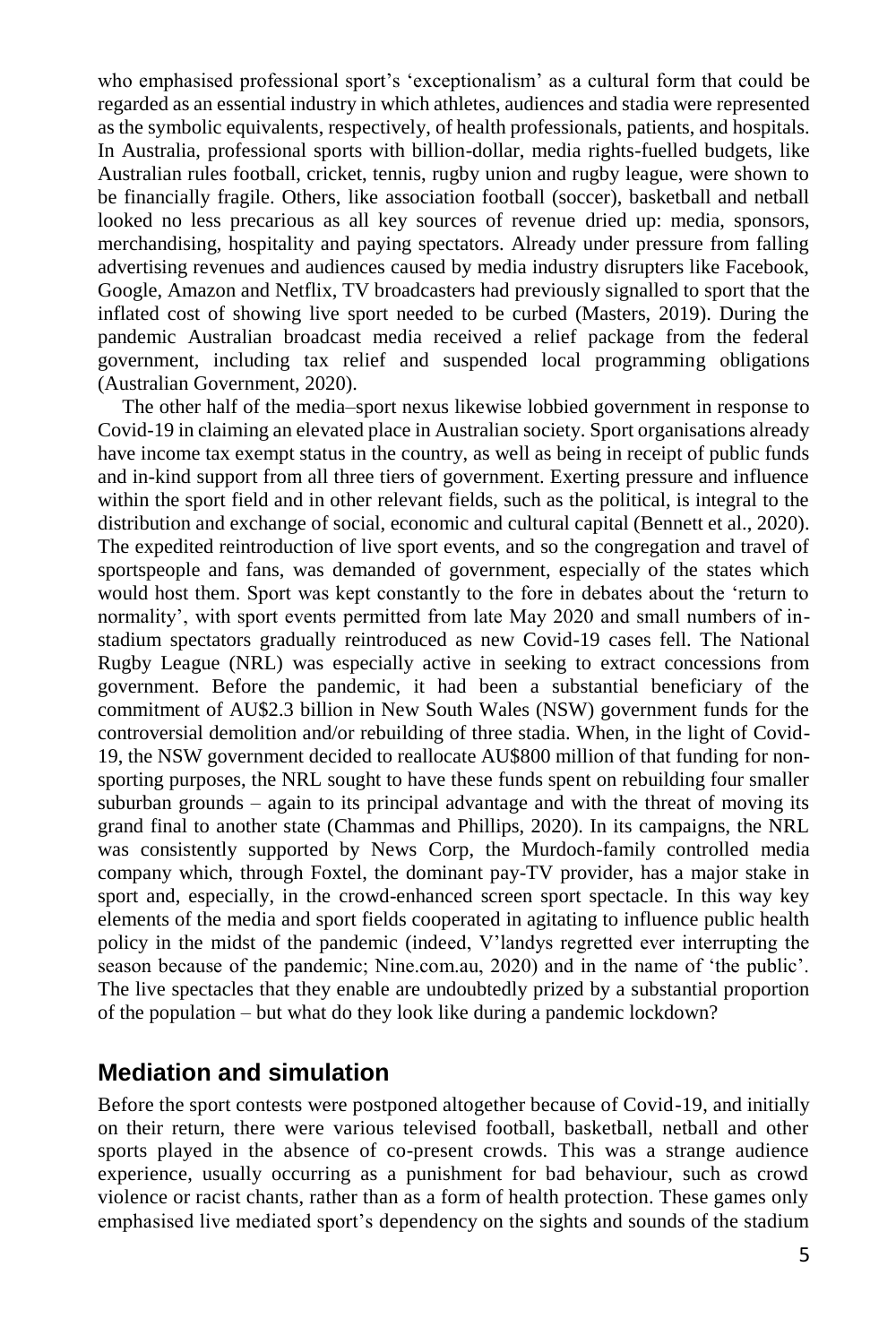who emphasised professional sport's 'exceptionalism' as a cultural form that could be regarded as an essential industry in which athletes, audiences and stadia were represented as the symbolic equivalents, respectively, of health professionals, patients, and hospitals. In Australia, professional sports with billion-dollar, media rights-fuelled budgets, like Australian rules football, cricket, tennis, rugby union and rugby league, were shown to be financially fragile. Others, like association football (soccer), basketball and netball looked no less precarious as all key sources of revenue dried up: media, sponsors, merchandising, hospitality and paying spectators. Already under pressure from falling advertising revenues and audiences caused by media industry disrupters like Facebook, Google, Amazon and Netflix, TV broadcasters had previously signalled to sport that the inflated cost of showing live sport needed to be curbed (Masters, 2019). During the pandemic Australian broadcast media received a relief package from the federal government, including tax relief and suspended local programming obligations (Australian Government, 2020).

The other half of the media–sport nexus likewise lobbied government in response to Covid-19 in claiming an elevated place in Australian society. Sport organisations already have income tax exempt status in the country, as well as being in receipt of public funds and in-kind support from all three tiers of government. Exerting pressure and influence within the sport field and in other relevant fields, such as the political, is integral to the distribution and exchange of social, economic and cultural capital (Bennett et al., 2020). The expedited reintroduction of live sport events, and so the congregation and travel of sportspeople and fans, was demanded of government, especially of the states which would host them. Sport was kept constantly to the fore in debates about the 'return to normality', with sport events permitted from late May 2020 and small numbers of in-stadium spectators gradually reintroduced as new Covid-19 cases fell. The National Rugby League (NRL) was especially active in seeking to extract concessions from government. Before the pandemic, it had been a substantial beneficiary of the commitment of AU$2.3 billion in New South Wales (NSW) government funds for the controversial demolition and/or rebuilding of three stadia. When, in the light of Covid-19, the NSW government decided to reallocate AU$800 million of that funding for non-sporting purposes, the NRL sought to have these funds spent on rebuilding four smaller suburban grounds – again to its principal advantage and with the threat of moving its grand final to another state (Chammas and Phillips, 2020). In its campaigns, the NRL was consistently supported by News Corp, the Murdoch-family controlled media company which, through Foxtel, the dominant pay-TV provider, has a major stake in sport and, especially, in the crowd-enhanced screen sport spectacle. In this way key elements of the media and sport fields cooperated in agitating to influence public health policy in the midst of the pandemic (indeed, V'landys regretted ever interrupting the season because of the pandemic; Nine.com.au, 2020) and in the name of 'the public'. The live spectacles that they enable are undoubtedly prized by a substantial proportion of the population – but what do they look like during a pandemic lockdown?

## Mediation and simulation

Before the sport contests were postponed altogether because of Covid-19, and initially on their return, there were various televised football, basketball, netball and other sports played in the absence of co-present crowds. This was a strange audience experience, usually occurring as a punishment for bad behaviour, such as crowd violence or racist chants, rather than as a form of health protection. These games only emphasised live mediated sport's dependency on the sights and sounds of the stadium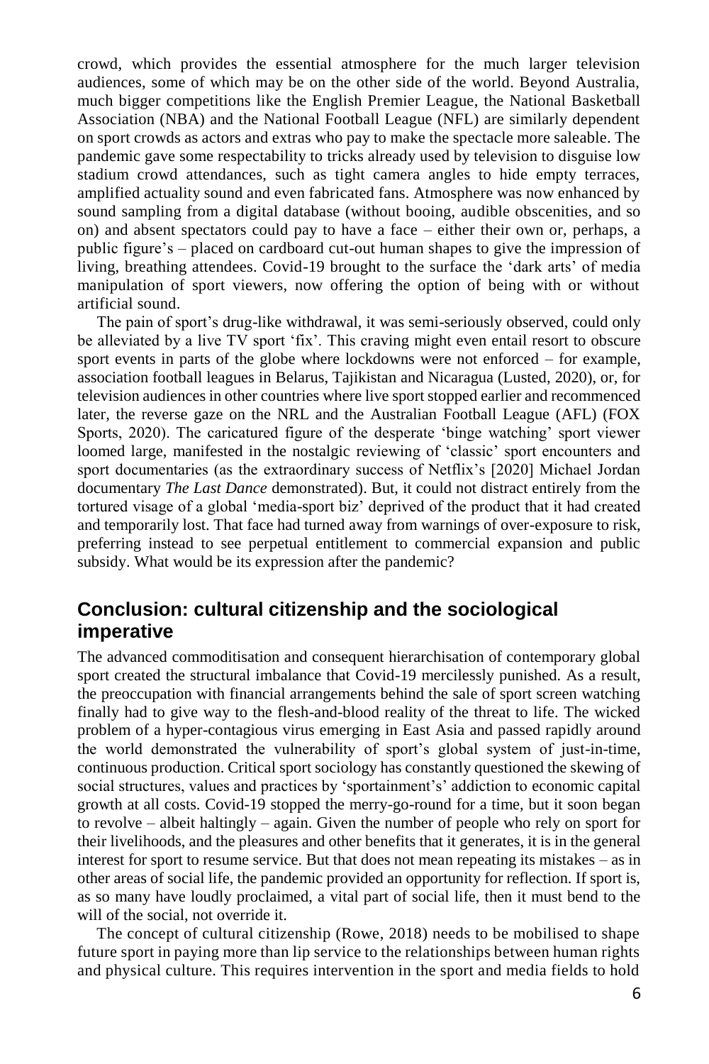crowd, which provides the essential atmosphere for the much larger television audiences, some of which may be on the other side of the world. Beyond Australia, much bigger competitions like the English Premier League, the National Basketball Association (NBA) and the National Football League (NFL) are similarly dependent on sport crowds as actors and extras who pay to make the spectacle more saleable. The pandemic gave some respectability to tricks already used by television to disguise low stadium crowd attendances, such as tight camera angles to hide empty terraces, amplified actuality sound and even fabricated fans. Atmosphere was now enhanced by sound sampling from a digital database (without booing, audible obscenities, and so on) and absent spectators could pay to have a face – either their own or, perhaps, a public figure's – placed on cardboard cut-out human shapes to give the impression of living, breathing attendees. Covid-19 brought to the surface the 'dark arts' of media manipulation of sport viewers, now offering the option of being with or without artificial sound.

The pain of sport's drug-like withdrawal, it was semi-seriously observed, could only be alleviated by a live TV sport 'fix'. This craving might even entail resort to obscure sport events in parts of the globe where lockdowns were not enforced – for example, association football leagues in Belarus, Tajikistan and Nicaragua (Lusted, 2020), or, for television audiences in other countries where live sport stopped earlier and recommenced later, the reverse gaze on the NRL and the Australian Football League (AFL) (FOX Sports, 2020). The caricatured figure of the desperate 'binge watching' sport viewer loomed large, manifested in the nostalgic reviewing of 'classic' sport encounters and sport documentaries (as the extraordinary success of Netflix's [2020] Michael Jordan documentary *The Last Dance* demonstrated). But, it could not distract entirely from the tortured visage of a global 'media-sport biz' deprived of the product that it had created and temporarily lost. That face had turned away from warnings of over-exposure to risk, preferring instead to see perpetual entitlement to commercial expansion and public subsidy. What would be its expression after the pandemic?

## Conclusion: cultural citizenship and the sociological imperative

The advanced commoditisation and consequent hierarchisation of contemporary global sport created the structural imbalance that Covid-19 mercilessly punished. As a result, the preoccupation with financial arrangements behind the sale of sport screen watching finally had to give way to the flesh-and-blood reality of the threat to life. The wicked problem of a hyper-contagious virus emerging in East Asia and passed rapidly around the world demonstrated the vulnerability of sport's global system of just-in-time, continuous production. Critical sport sociology has constantly questioned the skewing of social structures, values and practices by 'sportainment's' addiction to economic capital growth at all costs. Covid-19 stopped the merry-go-round for a time, but it soon began to revolve – albeit haltingly – again. Given the number of people who rely on sport for their livelihoods, and the pleasures and other benefits that it generates, it is in the general interest for sport to resume service. But that does not mean repeating its mistakes – as in other areas of social life, the pandemic provided an opportunity for reflection. If sport is, as so many have loudly proclaimed, a vital part of social life, then it must bend to the will of the social, not override it.

The concept of cultural citizenship (Rowe, 2018) needs to be mobilised to shape future sport in paying more than lip service to the relationships between human rights and physical culture. This requires intervention in the sport and media fields to hold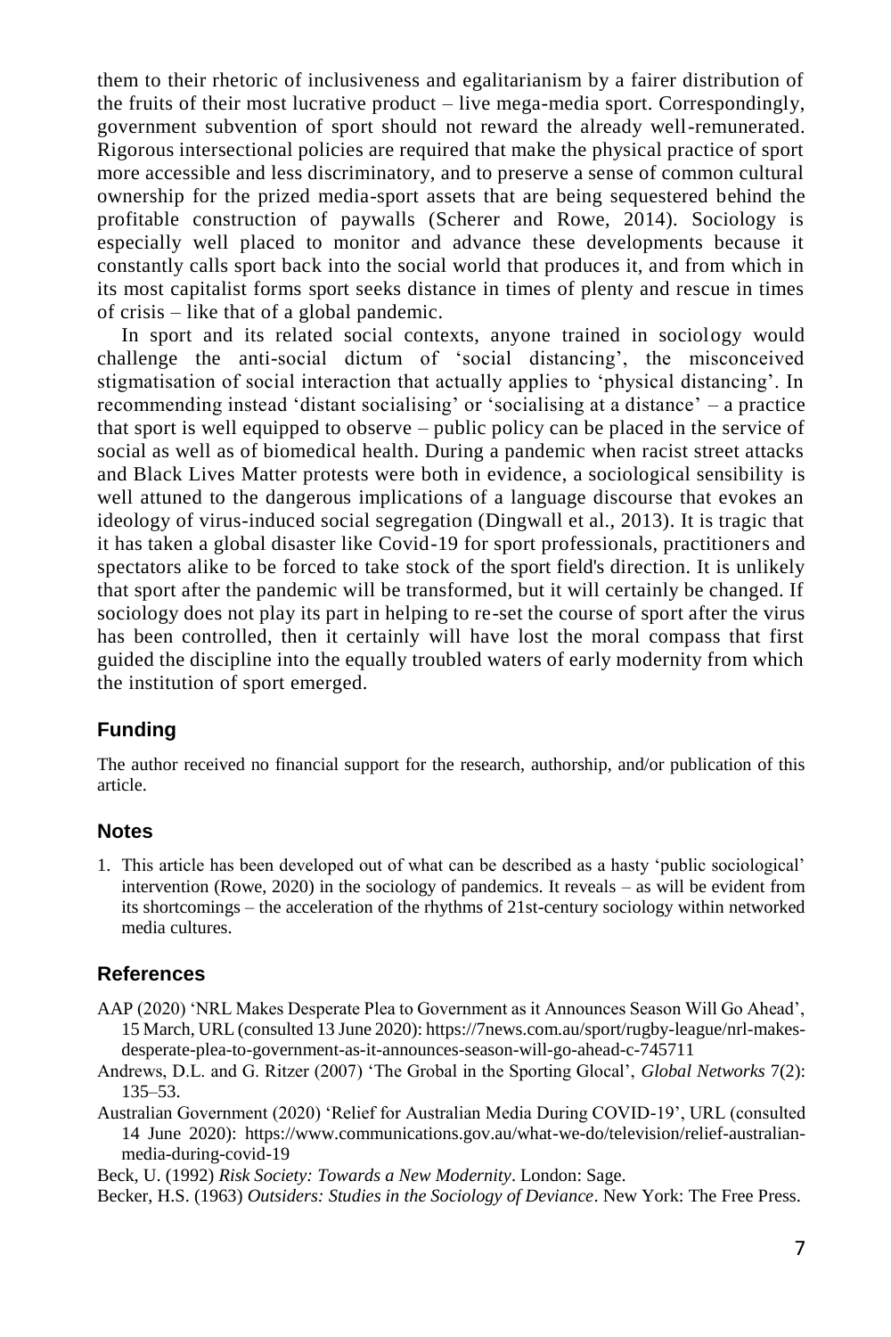them to their rhetoric of inclusiveness and egalitarianism by a fairer distribution of the fruits of their most lucrative product – live mega-media sport. Correspondingly, government subvention of sport should not reward the already well-remunerated. Rigorous intersectional policies are required that make the physical practice of sport more accessible and less discriminatory, and to preserve a sense of common cultural ownership for the prized media-sport assets that are being sequestered behind the profitable construction of paywalls (Scherer and Rowe, 2014). Sociology is especially well placed to monitor and advance these developments because it constantly calls sport back into the social world that produces it, and from which in its most capitalist forms sport seeks distance in times of plenty and rescue in times of crisis – like that of a global pandemic.

In sport and its related social contexts, anyone trained in sociology would challenge the anti-social dictum of 'social distancing', the misconceived stigmatisation of social interaction that actually applies to 'physical distancing'. In recommending instead 'distant socialising' or 'socialising at a distance' – a practice that sport is well equipped to observe – public policy can be placed in the service of social as well as of biomedical health. During a pandemic when racist street attacks and Black Lives Matter protests were both in evidence, a sociological sensibility is well attuned to the dangerous implications of a language discourse that evokes an ideology of virus-induced social segregation (Dingwall et al., 2013). It is tragic that it has taken a global disaster like Covid-19 for sport professionals, practitioners and spectators alike to be forced to take stock of the sport field's direction. It is unlikely that sport after the pandemic will be transformed, but it will certainly be changed. If sociology does not play its part in helping to re-set the course of sport after the virus has been controlled, then it certainly will have lost the moral compass that first guided the discipline into the equally troubled waters of early modernity from which the institution of sport emerged.

## Funding

The author received no financial support for the research, authorship, and/or publication of this article.

## Notes

1. This article has been developed out of what can be described as a hasty 'public sociological' intervention (Rowe, 2020) in the sociology of pandemics. It reveals – as will be evident from its shortcomings – the acceleration of the rhythms of 21st-century sociology within networked media cultures.

## References

AAP (2020) 'NRL Makes Desperate Plea to Government as it Announces Season Will Go Ahead', 15 March, URL (consulted 13 June 2020): https://7news.com.au/sport/rugby-league/nrl-makes-desperate-plea-to-government-as-it-announces-season-will-go-ahead-c-745711

Andrews, D.L. and G. Ritzer (2007) 'The Grobal in the Sporting Glocal', *Global Networks* 7(2): 135–53.

Australian Government (2020) 'Relief for Australian Media During COVID-19', URL (consulted 14 June 2020): https://www.communications.gov.au/what-we-do/television/relief-australian-media-during-covid-19

Beck, U. (1992) *Risk Society: Towards a New Modernity*. London: Sage.

Becker, H.S. (1963) *Outsiders: Studies in the Sociology of Deviance*. New York: The Free Press.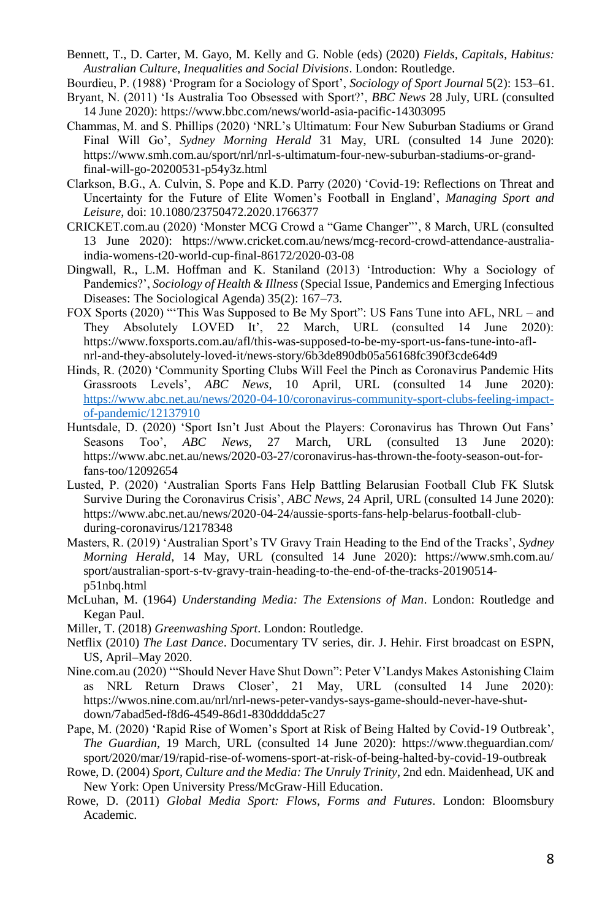Bennett, T., D. Carter, M. Gayo, M. Kelly and G. Noble (eds) (2020) *Fields, Capitals, Habitus: Australian Culture, Inequalities and Social Divisions*. London: Routledge.

Bourdieu, P. (1988) 'Program for a Sociology of Sport', *Sociology of Sport Journal* 5(2): 153–61.

Bryant, N. (2011) 'Is Australia Too Obsessed with Sport?', *BBC News* 28 July, URL (consulted 14 June 2020): https://www.bbc.com/news/world-asia-pacific-14303095

Chammas, M. and S. Phillips (2020) 'NRL's Ultimatum: Four New Suburban Stadiums or Grand Final Will Go', *Sydney Morning Herald* 31 May, URL (consulted 14 June 2020): https://www.smh.com.au/sport/nrl/nrl-s-ultimatum-four-new-suburban-stadiums-or-grand-final-will-go-20200531-p54y3z.html

Clarkson, B.G., A. Culvin, S. Pope and K.D. Parry (2020) 'Covid-19: Reflections on Threat and Uncertainty for the Future of Elite Women's Football in England', *Managing Sport and Leisure*, doi: 10.1080/23750472.2020.1766377

CRICKET.com.au (2020) 'Monster MCG Crowd a "Game Changer"', 8 March, URL (consulted 13 June 2020): https://www.cricket.com.au/news/mcg-record-crowd-attendance-australia-india-womens-t20-world-cup-final-86172/2020-03-08

Dingwall, R., L.M. Hoffman and K. Staniland (2013) 'Introduction: Why a Sociology of Pandemics?', *Sociology of Health & Illness* (Special Issue, Pandemics and Emerging Infectious Diseases: The Sociological Agenda) 35(2): 167–73.

FOX Sports (2020) '"This Was Supposed to Be My Sport": US Fans Tune into AFL, NRL – and They Absolutely LOVED It', 22 March, URL (consulted 14 June 2020): https://www.foxsports.com.au/afl/this-was-supposed-to-be-my-sport-us-fans-tune-into-afl-nrl-and-they-absolutely-loved-it/news-story/6b3de890db05a56168fc390f3cde64d9

Hinds, R. (2020) 'Community Sporting Clubs Will Feel the Pinch as Coronavirus Pandemic Hits Grassroots Levels', *ABC News*, 10 April, URL (consulted 14 June 2020): https://www.abc.net.au/news/2020-04-10/coronavirus-community-sport-clubs-feeling-impact-of-pandemic/12137910

Huntsdale, D. (2020) 'Sport Isn't Just About the Players: Coronavirus has Thrown Out Fans' Seasons Too', *ABC News*, 27 March, URL (consulted 13 June 2020): https://www.abc.net.au/news/2020-03-27/coronavirus-has-thrown-the-footy-season-out-for-fans-too/12092654

Lusted, P. (2020) 'Australian Sports Fans Help Battling Belarusian Football Club FK Slutsk Survive During the Coronavirus Crisis', *ABC News*, 24 April, URL (consulted 14 June 2020): https://www.abc.net.au/news/2020-04-24/aussie-sports-fans-help-belarus-football-club-during-coronavirus/12178348

Masters, R. (2019) 'Australian Sport's TV Gravy Train Heading to the End of the Tracks', *Sydney Morning Herald*, 14 May, URL (consulted 14 June 2020): https://www.smh.com.au/sport/australian-sport-s-tv-gravy-train-heading-to-the-end-of-the-tracks-20190514-p51nbq.html

McLuhan, M. (1964) *Understanding Media: The Extensions of Man*. London: Routledge and Kegan Paul.

Miller, T. (2018) *Greenwashing Sport*. London: Routledge.

Netflix (2010) *The Last Dance*. Documentary TV series, dir. J. Hehir. First broadcast on ESPN, US, April–May 2020.

Nine.com.au (2020) '"Should Never Have Shut Down": Peter V'Landys Makes Astonishing Claim as NRL Return Draws Closer', 21 May, URL (consulted 14 June 2020): https://wwos.nine.com.au/nrl/nrl-news-peter-vandys-says-game-should-never-have-shut-down/7abad5ed-f8d6-4549-86d1-830dddda5c27

Pape, M. (2020) 'Rapid Rise of Women's Sport at Risk of Being Halted by Covid-19 Outbreak', *The Guardian*, 19 March, URL (consulted 14 June 2020): https://www.theguardian.com/sport/2020/mar/19/rapid-rise-of-womens-sport-at-risk-of-being-halted-by-covid-19-outbreak

Rowe, D. (2004) *Sport, Culture and the Media: The Unruly Trinity*, 2nd edn. Maidenhead, UK and New York: Open University Press/McGraw-Hill Education.

Rowe, D. (2011) *Global Media Sport: Flows, Forms and Futures*. London: Bloomsbury Academic.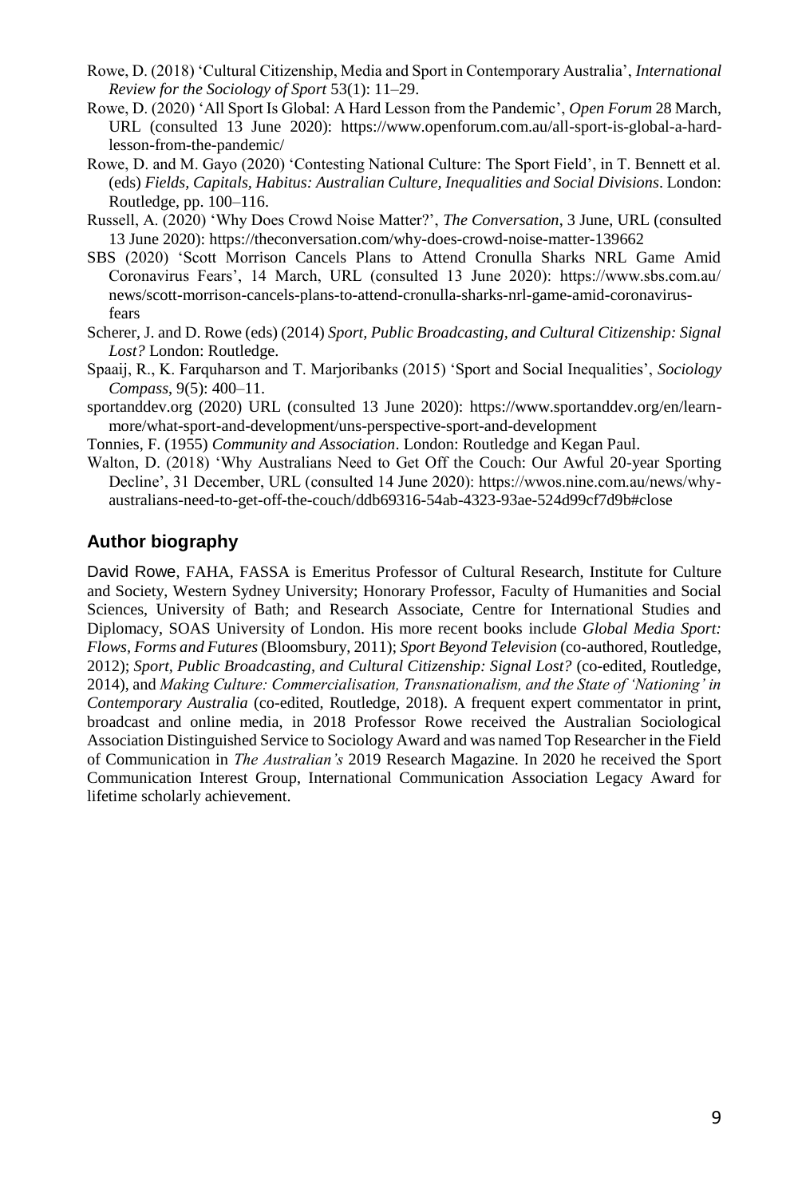Rowe, D. (2018) 'Cultural Citizenship, Media and Sport in Contemporary Australia', *International Review for the Sociology of Sport* 53(1): 11–29.

Rowe, D. (2020) 'All Sport Is Global: A Hard Lesson from the Pandemic', *Open Forum* 28 March, URL (consulted 13 June 2020): https://www.openforum.com.au/all-sport-is-global-a-hard-lesson-from-the-pandemic/

Rowe, D. and M. Gayo (2020) 'Contesting National Culture: The Sport Field', in T. Bennett et al. (eds) *Fields, Capitals, Habitus: Australian Culture, Inequalities and Social Divisions*. London: Routledge, pp. 100–116.

Russell, A. (2020) 'Why Does Crowd Noise Matter?', *The Conversation*, 3 June, URL (consulted 13 June 2020): https://theconversation.com/why-does-crowd-noise-matter-139662

SBS (2020) 'Scott Morrison Cancels Plans to Attend Cronulla Sharks NRL Game Amid Coronavirus Fears', 14 March, URL (consulted 13 June 2020): https://www.sbs.com.au/news/scott-morrison-cancels-plans-to-attend-cronulla-sharks-nrl-game-amid-coronavirus-fears

Scherer, J. and D. Rowe (eds) (2014) *Sport, Public Broadcasting, and Cultural Citizenship: Signal Lost?* London: Routledge.

Spaaij, R., K. Farquharson and T. Marjoribanks (2015) 'Sport and Social Inequalities', *Sociology Compass*, 9(5): 400–11.

sportanddev.org (2020) URL (consulted 13 June 2020): https://www.sportanddev.org/en/learn-more/what-sport-and-development/uns-perspective-sport-and-development

Tonnies, F. (1955) *Community and Association*. London: Routledge and Kegan Paul.

Walton, D. (2018) 'Why Australians Need to Get Off the Couch: Our Awful 20-year Sporting Decline', 31 December, URL (consulted 14 June 2020): https://wwos.nine.com.au/news/why-australians-need-to-get-off-the-couch/ddb69316-54ab-4323-93ae-524d99cf7d9b#close

## Author biography

David Rowe, FAHA, FASSA is Emeritus Professor of Cultural Research, Institute for Culture and Society, Western Sydney University; Honorary Professor, Faculty of Humanities and Social Sciences, University of Bath; and Research Associate, Centre for International Studies and Diplomacy, SOAS University of London. His more recent books include *Global Media Sport: Flows, Forms and Futures* (Bloomsbury, 2011); *Sport Beyond Television* (co-authored, Routledge, 2012); *Sport, Public Broadcasting, and Cultural Citizenship: Signal Lost?* (co-edited, Routledge, 2014), and *Making Culture: Commercialisation, Transnationalism, and the State of 'Nationing' in Contemporary Australia* (co-edited, Routledge, 2018). A frequent expert commentator in print, broadcast and online media, in 2018 Professor Rowe received the Australian Sociological Association Distinguished Service to Sociology Award and was named Top Researcher in the Field of Communication in *The Australian's* 2019 Research Magazine. In 2020 he received the Sport Communication Interest Group, International Communication Association Legacy Award for lifetime scholarly achievement.